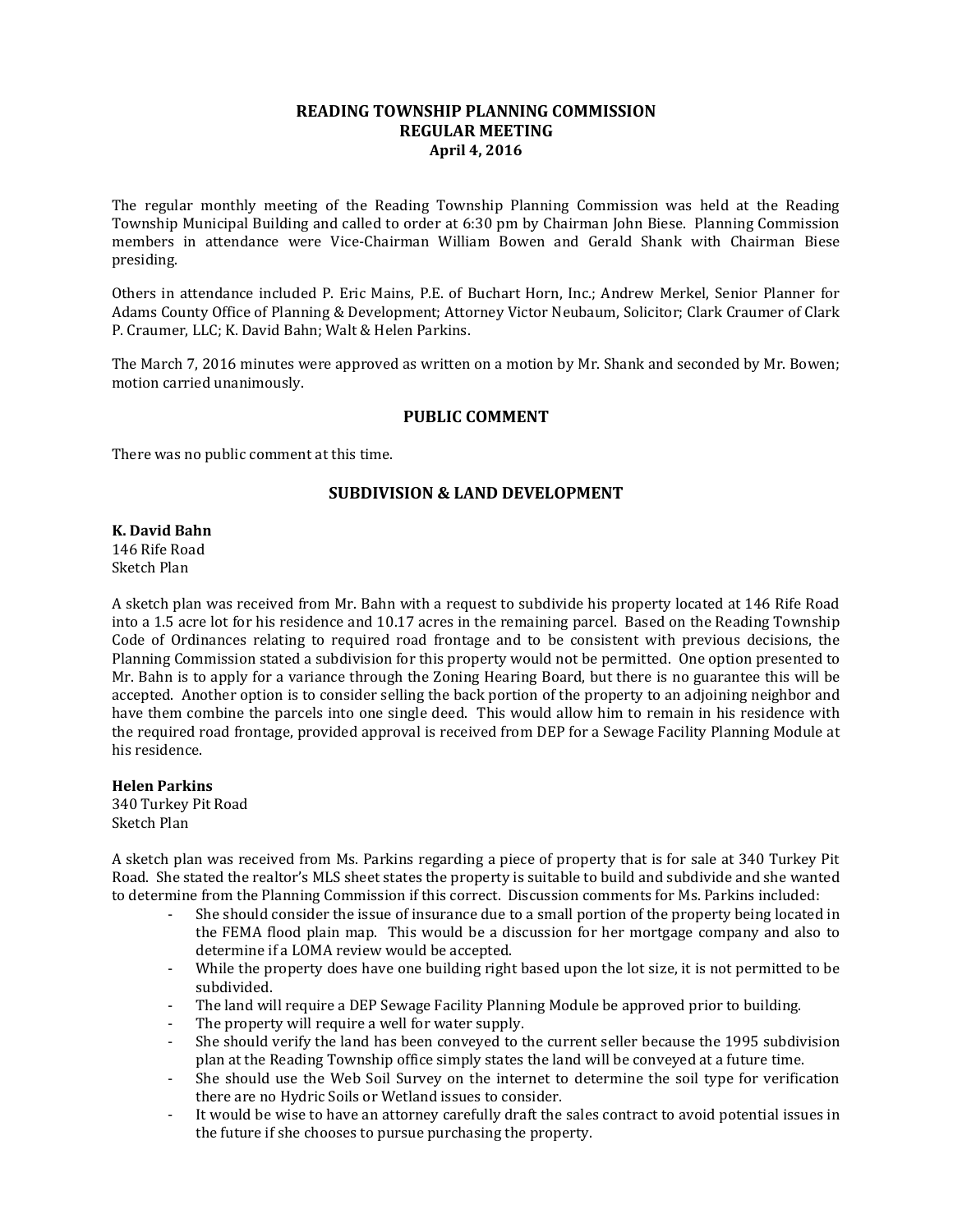# READING TOWNSHIP PLANNING COMMISSION
## REGULAR MEETING
### April 4, 2016

The regular monthly meeting of the Reading Township Planning Commission was held at the Reading Township Municipal Building and called to order at 6:30 pm by Chairman John Biese. Planning Commission members in attendance were Vice-Chairman William Bowen and Gerald Shank with Chairman Biese presiding.

Others in attendance included P. Eric Mains, P.E. of Buchart Horn, Inc.; Andrew Merkel, Senior Planner for Adams County Office of Planning & Development; Attorney Victor Neubaum, Solicitor; Clark Craumer of Clark P. Craumer, LLC; K. David Bahn; Walt & Helen Parkins.

The March 7, 2016 minutes were approved as written on a motion by Mr. Shank and seconded by Mr. Bowen; motion carried unanimously.

## PUBLIC COMMENT

There was no public comment at this time.

## SUBDIVISION & LAND DEVELOPMENT

**K. David Bahn**
146 Rife Road
Sketch Plan

A sketch plan was received from Mr. Bahn with a request to subdivide his property located at 146 Rife Road into a 1.5 acre lot for his residence and 10.17 acres in the remaining parcel. Based on the Reading Township Code of Ordinances relating to required road frontage and to be consistent with previous decisions, the Planning Commission stated a subdivision for this property would not be permitted. One option presented to Mr. Bahn is to apply for a variance through the Zoning Hearing Board, but there is no guarantee this will be accepted. Another option is to consider selling the back portion of the property to an adjoining neighbor and have them combine the parcels into one single deed. This would allow him to remain in his residence with the required road frontage, provided approval is received from DEP for a Sewage Facility Planning Module at his residence.

**Helen Parkins**
340 Turkey Pit Road
Sketch Plan

A sketch plan was received from Ms. Parkins regarding a piece of property that is for sale at 340 Turkey Pit Road. She stated the realtor's MLS sheet states the property is suitable to build and subdivide and she wanted to determine from the Planning Commission if this correct. Discussion comments for Ms. Parkins included:

- She should consider the issue of insurance due to a small portion of the property being located in the FEMA flood plain map. This would be a discussion for her mortgage company and also to determine if a LOMA review would be accepted.
- While the property does have one building right based upon the lot size, it is not permitted to be subdivided.
- The land will require a DEP Sewage Facility Planning Module be approved prior to building.
- The property will require a well for water supply.
- She should verify the land has been conveyed to the current seller because the 1995 subdivision plan at the Reading Township office simply states the land will be conveyed at a future time.
- She should use the Web Soil Survey on the internet to determine the soil type for verification there are no Hydric Soils or Wetland issues to consider.
- It would be wise to have an attorney carefully draft the sales contract to avoid potential issues in the future if she chooses to pursue purchasing the property.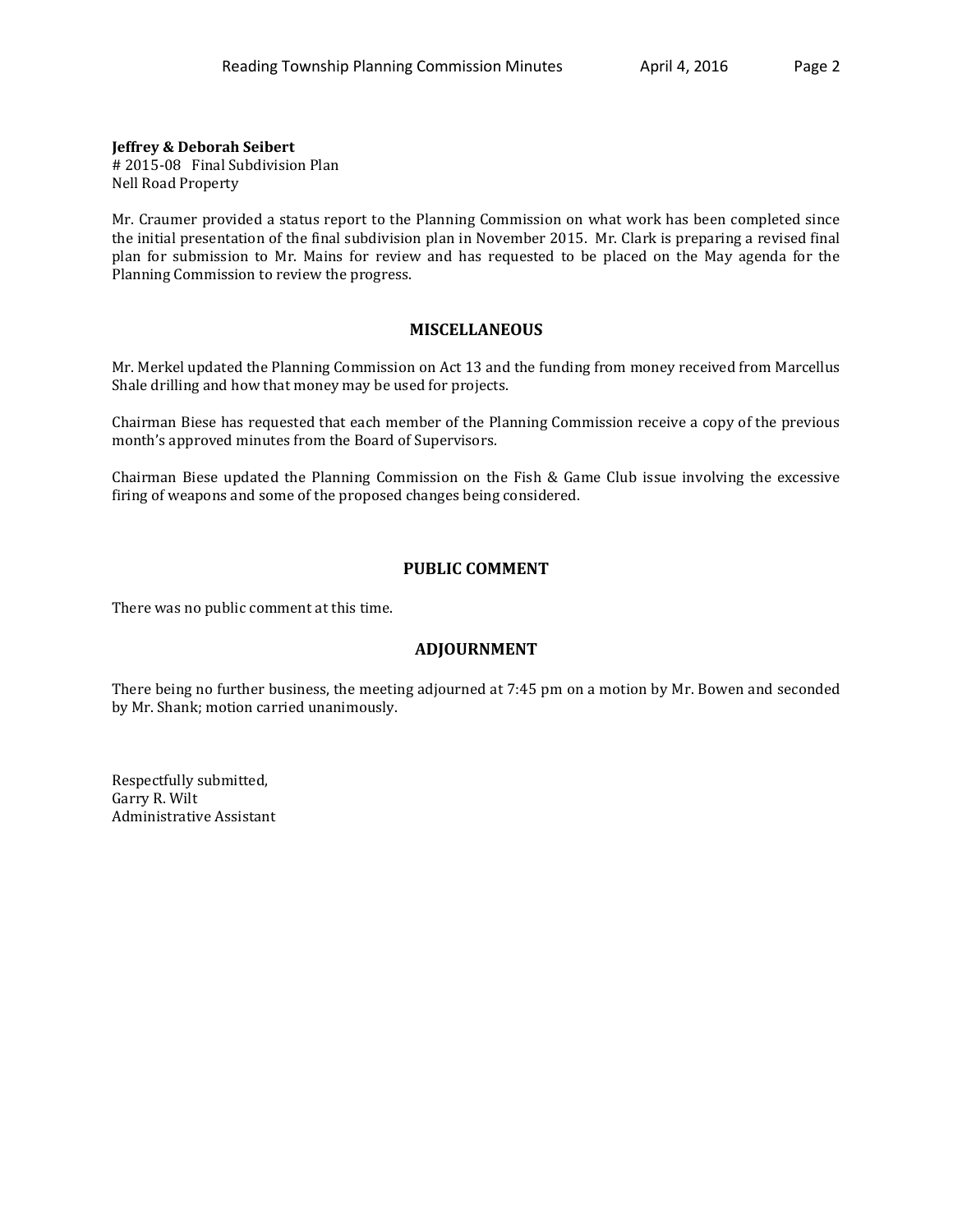**Jeffrey & Deborah Seibert**
# 2015-08 Final Subdivision Plan
Nell Road Property

Mr. Craumer provided a status report to the Planning Commission on what work has been completed since the initial presentation of the final subdivision plan in November 2015. Mr. Clark is preparing a revised final plan for submission to Mr. Mains for review and has requested to be placed on the May agenda for the Planning Commission to review the progress.

## MISCELLANEOUS

Mr. Merkel updated the Planning Commission on Act 13 and the funding from money received from Marcellus Shale drilling and how that money may be used for projects.

Chairman Biese has requested that each member of the Planning Commission receive a copy of the previous month's approved minutes from the Board of Supervisors.

Chairman Biese updated the Planning Commission on the Fish & Game Club issue involving the excessive firing of weapons and some of the proposed changes being considered.

## PUBLIC COMMENT

There was no public comment at this time.

## ADJOURNMENT

There being no further business, the meeting adjourned at 7:45 pm on a motion by Mr. Bowen and seconded by Mr. Shank; motion carried unanimously.

Respectfully submitted,
Garry R. Wilt
Administrative Assistant